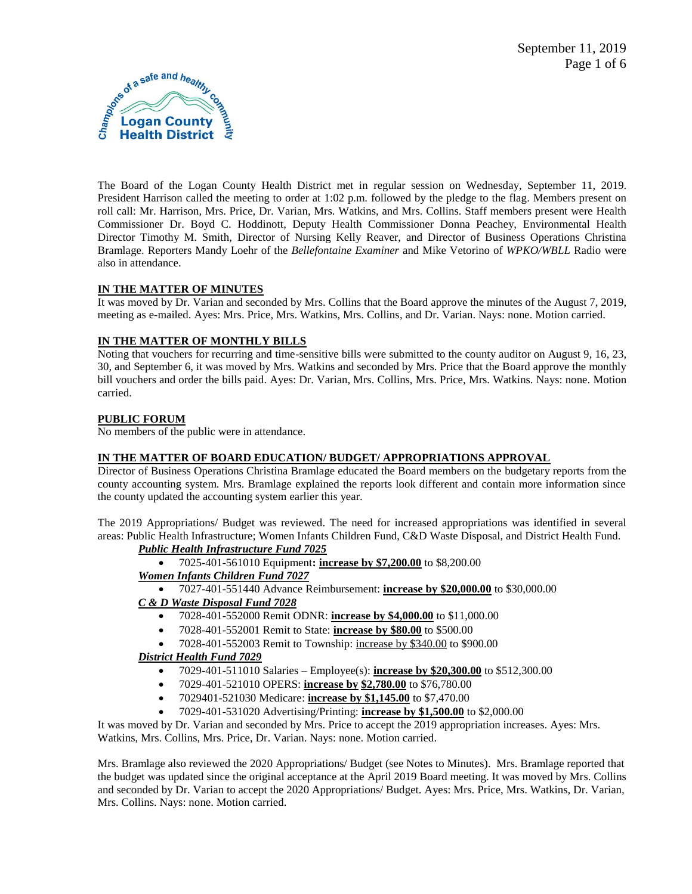The Board of the Logan County Health District met in regular session on Wednesday, September 11, 2019. President Harrison called the meeting to order at 1:02 p.m. followed by the pledge to the flag. Members present on roll call: Mr. Harrison, Mrs. Price, Dr. Varian, Mrs. Watkins, and Mrs. Collins. Staff members present were Health Commissioner Dr. Boyd C. Hoddinott, Deputy Health Commissioner Donna Peachey, Environmental Health Director Timothy M. Smith, Director of Nursing Kelly Reaver, and Director of Business Operations Christina Bramlage. Reporters Mandy Loehr of the *Bellefontaine Examiner* and Mike Vetorino of *WPKO/WBLL* Radio were also in attendance.

**IN THE MATTER OF MINUTES**

It was moved by Dr. Varian and seconded by Mrs. Collins that the Board approve the minutes of the August 7, 2019, meeting as e-mailed. Ayes: Mrs. Price, Mrs. Watkins, Mrs. Collins, and Dr. Varian. Nays: none. Motion carried.

**IN THE MATTER OF MONTHLY BILLS**

Noting that vouchers for recurring and time-sensitive bills were submitted to the county auditor on August 9, 16, 23, 30, and September 6, it was moved by Mrs. Watkins and seconded by Mrs. Price that the Board approve the monthly bill vouchers and order the bills paid. Ayes: Dr. Varian, Mrs. Collins, Mrs. Price, Mrs. Watkins. Nays: none. Motion carried.

**PUBLIC FORUM**

No members of the public were in attendance.

**IN THE MATTER OF BOARD EDUCATION/ BUDGET/ APPROPRIATIONS APPROVAL**

Director of Business Operations Christina Bramlage educated the Board members on the budgetary reports from the county accounting system. Mrs. Bramlage explained the reports look different and contain more information since the county updated the accounting system earlier this year.

The 2019 Appropriations/ Budget was reviewed. The need for increased appropriations was identified in several areas: Public Health Infrastructure; Women Infants Children Fund, C&D Waste Disposal, and District Health Fund.

***Public Health Infrastructure Fund 7025***

- 7025-401-561010 Equipment**: increase by $7,200.00** to $8,200.00

***Women Infants Children Fund 7027***

- 7027-401-551440 Advance Reimbursement: **increase by $20,000.00** to $30,000.00

***C & D Waste Disposal Fund 7028***

- 7028-401-552000 Remit ODNR: **increase by $4,000.00** to $11,000.00
- 7028-401-552001 Remit to State: **increase by $80.00** to $500.00
- 7028-401-552003 Remit to Township: increase by $340.00 to $900.00

***District Health Fund 7029***

- 7029-401-511010 Salaries – Employee(s): **increase by $20,300.00** to $512,300.00
- 7029-401-521010 OPERS: **increase by $2,780.00** to $76,780.00
- 7029401-521030 Medicare: **increase by $1,145.00** to $7,470.00
- 7029-401-531020 Advertising/Printing: **increase by $1,500.00** to $2,000.00

It was moved by Dr. Varian and seconded by Mrs. Price to accept the 2019 appropriation increases. Ayes: Mrs. Watkins, Mrs. Collins, Mrs. Price, Dr. Varian. Nays: none. Motion carried.

Mrs. Bramlage also reviewed the 2020 Appropriations/ Budget (see Notes to Minutes). Mrs. Bramlage reported that the budget was updated since the original acceptance at the April 2019 Board meeting. It was moved by Mrs. Collins and seconded by Dr. Varian to accept the 2020 Appropriations/ Budget. Ayes: Mrs. Price, Mrs. Watkins, Dr. Varian, Mrs. Collins. Nays: none. Motion carried.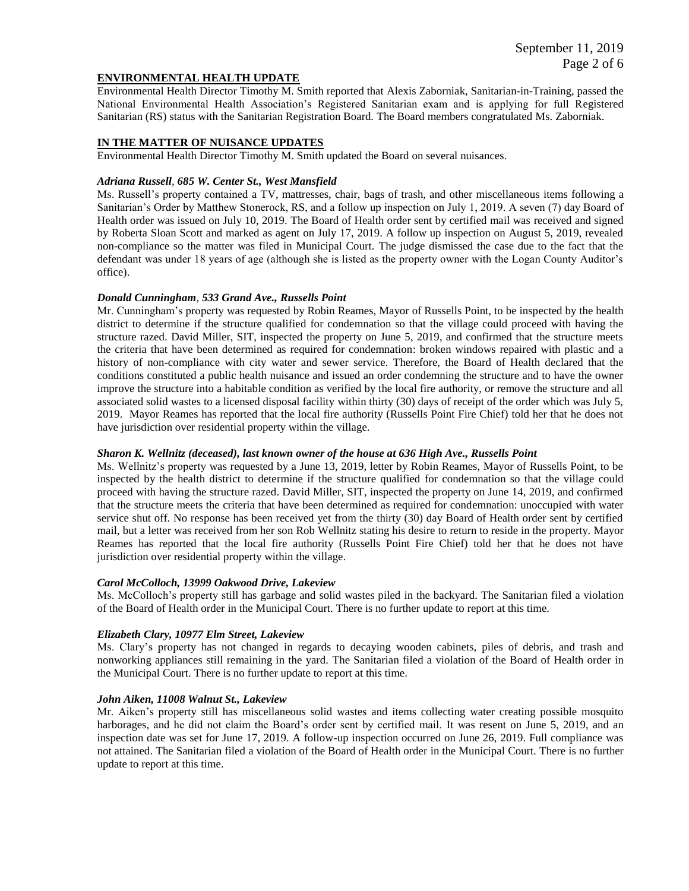## ENVIRONMENTAL HEALTH UPDATE

Environmental Health Director Timothy M. Smith reported that Alexis Zaborniak, Sanitarian-in-Training, passed the National Environmental Health Association's Registered Sanitarian exam and is applying for full Registered Sanitarian (RS) status with the Sanitarian Registration Board. The Board members congratulated Ms. Zaborniak.

## IN THE MATTER OF NUISANCE UPDATES

Environmental Health Director Timothy M. Smith updated the Board on several nuisances.

### *Adriana Russell, 685 W. Center St., West Mansfield*

Ms. Russell's property contained a TV, mattresses, chair, bags of trash, and other miscellaneous items following a Sanitarian's Order by Matthew Stonerock, RS, and a follow up inspection on July 1, 2019. A seven (7) day Board of Health order was issued on July 10, 2019. The Board of Health order sent by certified mail was received and signed by Roberta Sloan Scott and marked as agent on July 17, 2019. A follow up inspection on August 5, 2019, revealed non-compliance so the matter was filed in Municipal Court. The judge dismissed the case due to the fact that the defendant was under 18 years of age (although she is listed as the property owner with the Logan County Auditor's office).

### *Donald Cunningham, 533 Grand Ave., Russells Point*

Mr. Cunningham's property was requested by Robin Reames, Mayor of Russells Point, to be inspected by the health district to determine if the structure qualified for condemnation so that the village could proceed with having the structure razed. David Miller, SIT, inspected the property on June 5, 2019, and confirmed that the structure meets the criteria that have been determined as required for condemnation: broken windows repaired with plastic and a history of non-compliance with city water and sewer service. Therefore, the Board of Health declared that the conditions constituted a public health nuisance and issued an order condemning the structure and to have the owner improve the structure into a habitable condition as verified by the local fire authority, or remove the structure and all associated solid wastes to a licensed disposal facility within thirty (30) days of receipt of the order which was July 5, 2019. Mayor Reames has reported that the local fire authority (Russells Point Fire Chief) told her that he does not have jurisdiction over residential property within the village.

### *Sharon K. Wellnitz (deceased), last known owner of the house at 636 High Ave., Russells Point*

Ms. Wellnitz's property was requested by a June 13, 2019, letter by Robin Reames, Mayor of Russells Point, to be inspected by the health district to determine if the structure qualified for condemnation so that the village could proceed with having the structure razed. David Miller, SIT, inspected the property on June 14, 2019, and confirmed that the structure meets the criteria that have been determined as required for condemnation: unoccupied with water service shut off. No response has been received yet from the thirty (30) day Board of Health order sent by certified mail, but a letter was received from her son Rob Wellnitz stating his desire to return to reside in the property. Mayor Reames has reported that the local fire authority (Russells Point Fire Chief) told her that he does not have jurisdiction over residential property within the village.

### *Carol McColloch, 13999 Oakwood Drive, Lakeview*

Ms. McColloch's property still has garbage and solid wastes piled in the backyard. The Sanitarian filed a violation of the Board of Health order in the Municipal Court. There is no further update to report at this time.

### *Elizabeth Clary, 10977 Elm Street, Lakeview*

Ms. Clary's property has not changed in regards to decaying wooden cabinets, piles of debris, and trash and nonworking appliances still remaining in the yard. The Sanitarian filed a violation of the Board of Health order in the Municipal Court. There is no further update to report at this time.

### *John Aiken, 11008 Walnut St., Lakeview*

Mr. Aiken's property still has miscellaneous solid wastes and items collecting water creating possible mosquito harborages, and he did not claim the Board's order sent by certified mail. It was resent on June 5, 2019, and an inspection date was set for June 17, 2019. A follow-up inspection occurred on June 26, 2019. Full compliance was not attained. The Sanitarian filed a violation of the Board of Health order in the Municipal Court. There is no further update to report at this time.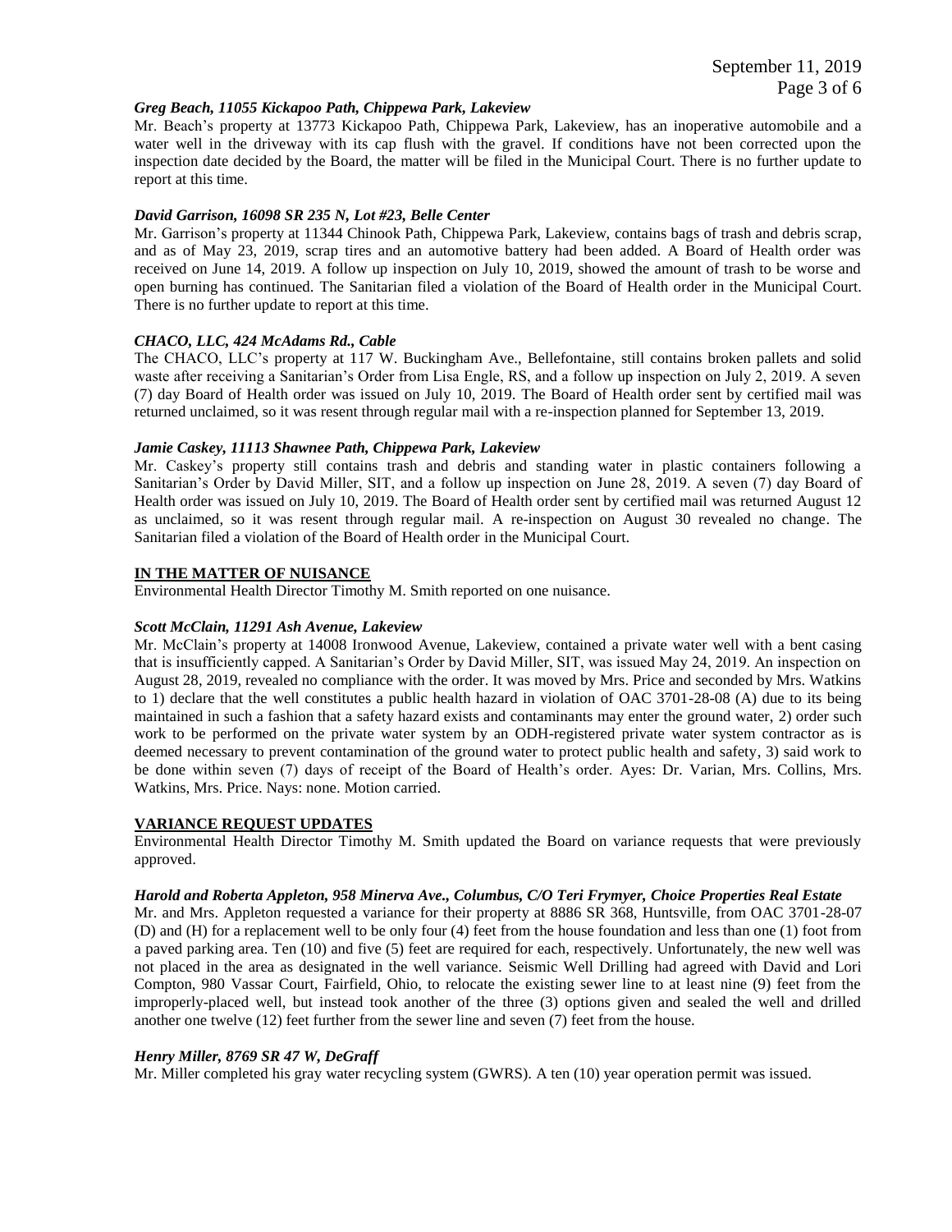***Greg Beach, 11055 Kickapoo Path, Chippewa Park, Lakeview***

Mr. Beach's property at 13773 Kickapoo Path, Chippewa Park, Lakeview, has an inoperative automobile and a water well in the driveway with its cap flush with the gravel. If conditions have not been corrected upon the inspection date decided by the Board, the matter will be filed in the Municipal Court. There is no further update to report at this time.

***David Garrison, 16098 SR 235 N, Lot #23, Belle Center***

Mr. Garrison's property at 11344 Chinook Path, Chippewa Park, Lakeview, contains bags of trash and debris scrap, and as of May 23, 2019, scrap tires and an automotive battery had been added. A Board of Health order was received on June 14, 2019. A follow up inspection on July 10, 2019, showed the amount of trash to be worse and open burning has continued. The Sanitarian filed a violation of the Board of Health order in the Municipal Court. There is no further update to report at this time.

***CHACO, LLC, 424 McAdams Rd., Cable***

The CHACO, LLC's property at 117 W. Buckingham Ave., Bellefontaine, still contains broken pallets and solid waste after receiving a Sanitarian's Order from Lisa Engle, RS, and a follow up inspection on July 2, 2019. A seven (7) day Board of Health order was issued on July 10, 2019. The Board of Health order sent by certified mail was returned unclaimed, so it was resent through regular mail with a re-inspection planned for September 13, 2019.

***Jamie Caskey, 11113 Shawnee Path, Chippewa Park, Lakeview***

Mr. Caskey's property still contains trash and debris and standing water in plastic containers following a Sanitarian's Order by David Miller, SIT, and a follow up inspection on June 28, 2019. A seven (7) day Board of Health order was issued on July 10, 2019. The Board of Health order sent by certified mail was returned August 12 as unclaimed, so it was resent through regular mail. A re-inspection on August 30 revealed no change. The Sanitarian filed a violation of the Board of Health order in the Municipal Court.

**IN THE MATTER OF NUISANCE**

Environmental Health Director Timothy M. Smith reported on one nuisance.

***Scott McClain, 11291 Ash Avenue, Lakeview***

Mr. McClain's property at 14008 Ironwood Avenue, Lakeview, contained a private water well with a bent casing that is insufficiently capped. A Sanitarian's Order by David Miller, SIT, was issued May 24, 2019. An inspection on August 28, 2019, revealed no compliance with the order. It was moved by Mrs. Price and seconded by Mrs. Watkins to 1) declare that the well constitutes a public health hazard in violation of OAC 3701-28-08 (A) due to its being maintained in such a fashion that a safety hazard exists and contaminants may enter the ground water, 2) order such work to be performed on the private water system by an ODH-registered private water system contractor as is deemed necessary to prevent contamination of the ground water to protect public health and safety, 3) said work to be done within seven (7) days of receipt of the Board of Health's order. Ayes: Dr. Varian, Mrs. Collins, Mrs. Watkins, Mrs. Price. Nays: none. Motion carried.

**VARIANCE REQUEST UPDATES**

Environmental Health Director Timothy M. Smith updated the Board on variance requests that were previously approved.

***Harold and Roberta Appleton, 958 Minerva Ave., Columbus, C/O Teri Frymyer, Choice Properties Real Estate***

Mr. and Mrs. Appleton requested a variance for their property at 8886 SR 368, Huntsville, from OAC 3701-28-07 (D) and (H) for a replacement well to be only four (4) feet from the house foundation and less than one (1) foot from a paved parking area. Ten (10) and five (5) feet are required for each, respectively. Unfortunately, the new well was not placed in the area as designated in the well variance. Seismic Well Drilling had agreed with David and Lori Compton, 980 Vassar Court, Fairfield, Ohio, to relocate the existing sewer line to at least nine (9) feet from the improperly-placed well, but instead took another of the three (3) options given and sealed the well and drilled another one twelve (12) feet further from the sewer line and seven (7) feet from the house.

***Henry Miller, 8769 SR 47 W, DeGraff***

Mr. Miller completed his gray water recycling system (GWRS). A ten (10) year operation permit was issued.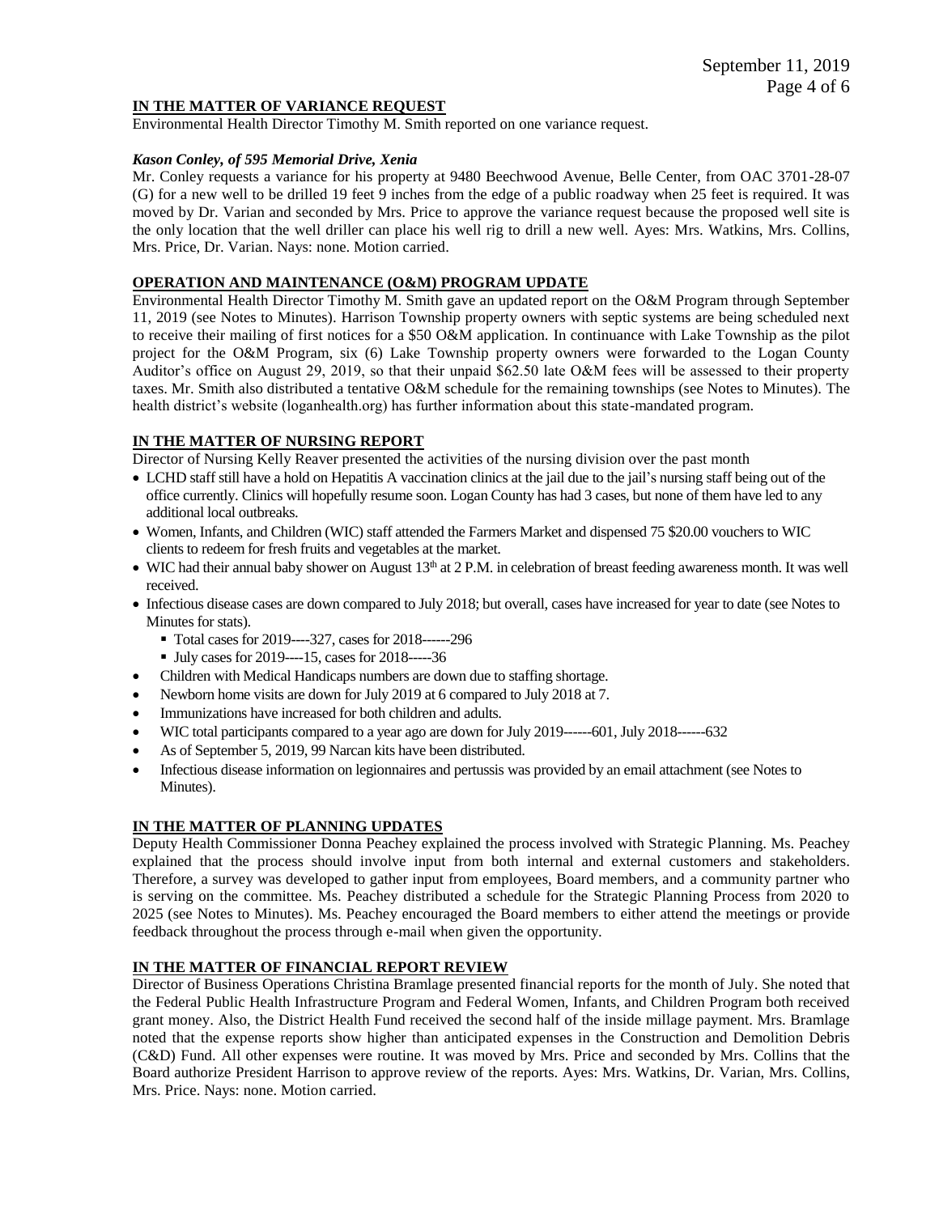**IN THE MATTER OF VARIANCE REQUEST**

Environmental Health Director Timothy M. Smith reported on one variance request.

***Kason Conley, of 595 Memorial Drive, Xenia***

Mr. Conley requests a variance for his property at 9480 Beechwood Avenue, Belle Center, from OAC 3701-28-07 (G) for a new well to be drilled 19 feet 9 inches from the edge of a public roadway when 25 feet is required. It was moved by Dr. Varian and seconded by Mrs. Price to approve the variance request because the proposed well site is the only location that the well driller can place his well rig to drill a new well. Ayes: Mrs. Watkins, Mrs. Collins, Mrs. Price, Dr. Varian. Nays: none. Motion carried.

**OPERATION AND MAINTENANCE (O&M) PROGRAM UPDATE**

Environmental Health Director Timothy M. Smith gave an updated report on the O&M Program through September 11, 2019 (see Notes to Minutes). Harrison Township property owners with septic systems are being scheduled next to receive their mailing of first notices for a $50 O&M application. In continuance with Lake Township as the pilot project for the O&M Program, six (6) Lake Township property owners were forwarded to the Logan County Auditor's office on August 29, 2019, so that their unpaid $62.50 late O&M fees will be assessed to their property taxes. Mr. Smith also distributed a tentative O&M schedule for the remaining townships (see Notes to Minutes). The health district's website (loganhealth.org) has further information about this state-mandated program.

**IN THE MATTER OF NURSING REPORT**

Director of Nursing Kelly Reaver presented the activities of the nursing division over the past month

- LCHD staff still have a hold on Hepatitis A vaccination clinics at the jail due to the jail's nursing staff being out of the office currently. Clinics will hopefully resume soon. Logan County has had 3 cases, but none of them have led to any additional local outbreaks.
- Women, Infants, and Children (WIC) staff attended the Farmers Market and dispensed 75 $20.00 vouchers to WIC clients to redeem for fresh fruits and vegetables at the market.
- WIC had their annual baby shower on August 13th at 2 P.M. in celebration of breast feeding awareness month. It was well received.
- Infectious disease cases are down compared to July 2018; but overall, cases have increased for year to date (see Notes to Minutes for stats).
  - Total cases for 2019----327, cases for 2018------296
  - July cases for 2019----15, cases for 2018-----36
- Children with Medical Handicaps numbers are down due to staffing shortage.
- Newborn home visits are down for July 2019 at 6 compared to July 2018 at 7.
- Immunizations have increased for both children and adults.
- WIC total participants compared to a year ago are down for July 2019------601, July 2018------632
- As of September 5, 2019, 99 Narcan kits have been distributed.
- Infectious disease information on legionnaires and pertussis was provided by an email attachment (see Notes to Minutes).

**IN THE MATTER OF PLANNING UPDATES**

Deputy Health Commissioner Donna Peachey explained the process involved with Strategic Planning. Ms. Peachey explained that the process should involve input from both internal and external customers and stakeholders. Therefore, a survey was developed to gather input from employees, Board members, and a community partner who is serving on the committee. Ms. Peachey distributed a schedule for the Strategic Planning Process from 2020 to 2025 (see Notes to Minutes). Ms. Peachey encouraged the Board members to either attend the meetings or provide feedback throughout the process through e-mail when given the opportunity.

**IN THE MATTER OF FINANCIAL REPORT REVIEW**

Director of Business Operations Christina Bramlage presented financial reports for the month of July. She noted that the Federal Public Health Infrastructure Program and Federal Women, Infants, and Children Program both received grant money. Also, the District Health Fund received the second half of the inside millage payment. Mrs. Bramlage noted that the expense reports show higher than anticipated expenses in the Construction and Demolition Debris (C&D) Fund. All other expenses were routine. It was moved by Mrs. Price and seconded by Mrs. Collins that the Board authorize President Harrison to approve review of the reports. Ayes: Mrs. Watkins, Dr. Varian, Mrs. Collins, Mrs. Price. Nays: none. Motion carried.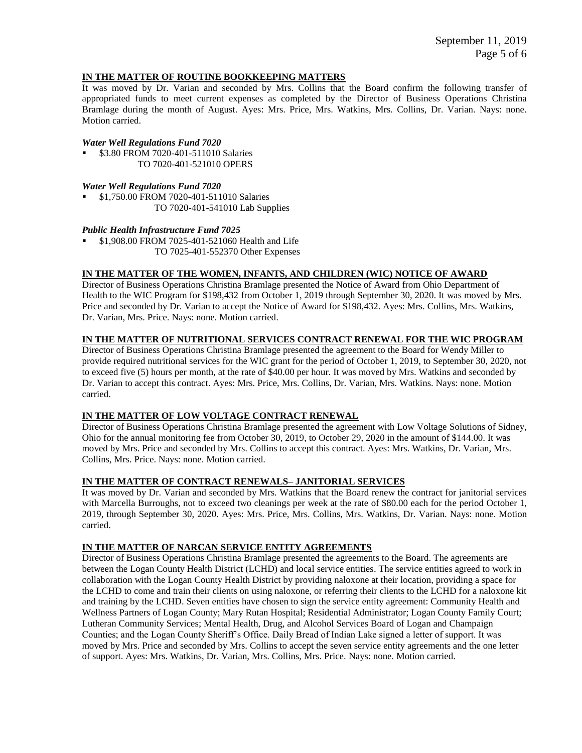**IN THE MATTER OF ROUTINE BOOKKEEPING MATTERS**

It was moved by Dr. Varian and seconded by Mrs. Collins that the Board confirm the following transfer of appropriated funds to meet current expenses as completed by the Director of Business Operations Christina Bramlage during the month of August. Ayes: Mrs. Price, Mrs. Watkins, Mrs. Collins, Dr. Varian. Nays: none. Motion carried.

***Water Well Regulations Fund 7020***

- $3.80 FROM 7020-401-511010 Salaries
  TO 7020-401-521010 OPERS

***Water Well Regulations Fund 7020***

- $1,750.00 FROM 7020-401-511010 Salaries
  TO 7020-401-541010 Lab Supplies

***Public Health Infrastructure Fund 7025***

- $1,908.00 FROM 7025-401-521060 Health and Life
  TO 7025-401-552370 Other Expenses

**IN THE MATTER OF THE WOMEN, INFANTS, AND CHILDREN (WIC) NOTICE OF AWARD**

Director of Business Operations Christina Bramlage presented the Notice of Award from Ohio Department of Health to the WIC Program for $198,432 from October 1, 2019 through September 30, 2020. It was moved by Mrs. Price and seconded by Dr. Varian to accept the Notice of Award for $198,432. Ayes: Mrs. Collins, Mrs. Watkins, Dr. Varian, Mrs. Price. Nays: none. Motion carried.

**IN THE MATTER OF NUTRITIONAL SERVICES CONTRACT RENEWAL FOR THE WIC PROGRAM**

Director of Business Operations Christina Bramlage presented the agreement to the Board for Wendy Miller to provide required nutritional services for the WIC grant for the period of October 1, 2019, to September 30, 2020, not to exceed five (5) hours per month, at the rate of $40.00 per hour. It was moved by Mrs. Watkins and seconded by Dr. Varian to accept this contract. Ayes: Mrs. Price, Mrs. Collins, Dr. Varian, Mrs. Watkins. Nays: none. Motion carried.

**IN THE MATTER OF LOW VOLTAGE CONTRACT RENEWAL**

Director of Business Operations Christina Bramlage presented the agreement with Low Voltage Solutions of Sidney, Ohio for the annual monitoring fee from October 30, 2019, to October 29, 2020 in the amount of $144.00. It was moved by Mrs. Price and seconded by Mrs. Collins to accept this contract. Ayes: Mrs. Watkins, Dr. Varian, Mrs. Collins, Mrs. Price. Nays: none. Motion carried.

**IN THE MATTER OF CONTRACT RENEWALS– JANITORIAL SERVICES**

It was moved by Dr. Varian and seconded by Mrs. Watkins that the Board renew the contract for janitorial services with Marcella Burroughs, not to exceed two cleanings per week at the rate of $80.00 each for the period October 1, 2019, through September 30, 2020. Ayes: Mrs. Price, Mrs. Collins, Mrs. Watkins, Dr. Varian. Nays: none. Motion carried.

**IN THE MATTER OF NARCAN SERVICE ENTITY AGREEMENTS**

Director of Business Operations Christina Bramlage presented the agreements to the Board. The agreements are between the Logan County Health District (LCHD) and local service entities. The service entities agreed to work in collaboration with the Logan County Health District by providing naloxone at their location, providing a space for the LCHD to come and train their clients on using naloxone, or referring their clients to the LCHD for a naloxone kit and training by the LCHD. Seven entities have chosen to sign the service entity agreement: Community Health and Wellness Partners of Logan County; Mary Rutan Hospital; Residential Administrator; Logan County Family Court; Lutheran Community Services; Mental Health, Drug, and Alcohol Services Board of Logan and Champaign Counties; and the Logan County Sheriff's Office. Daily Bread of Indian Lake signed a letter of support. It was moved by Mrs. Price and seconded by Mrs. Collins to accept the seven service entity agreements and the one letter of support. Ayes: Mrs. Watkins, Dr. Varian, Mrs. Collins, Mrs. Price. Nays: none. Motion carried.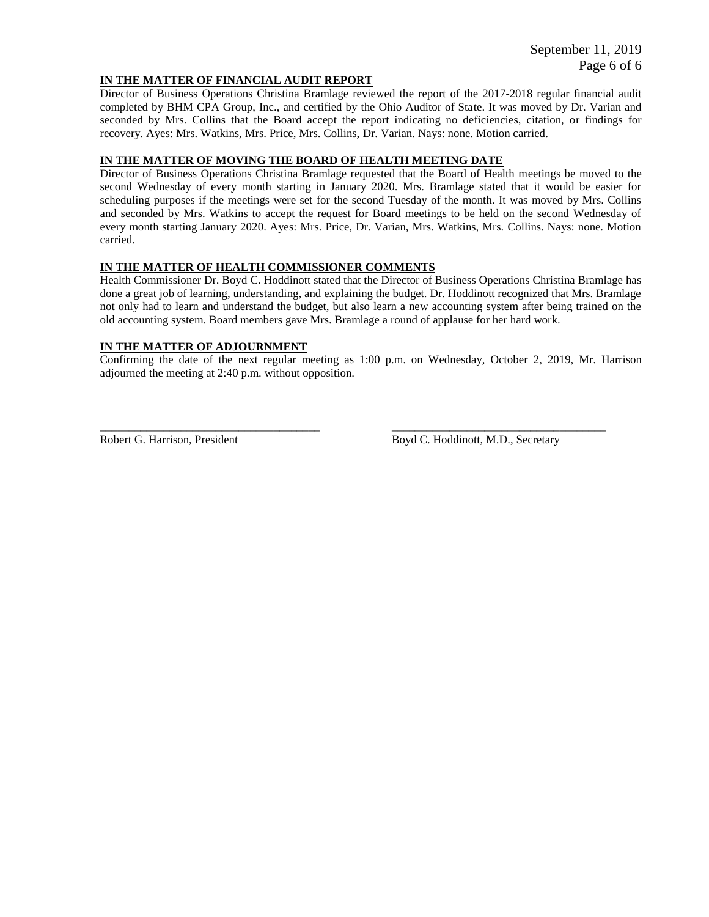**IN THE MATTER OF FINANCIAL AUDIT REPORT**

Director of Business Operations Christina Bramlage reviewed the report of the 2017-2018 regular financial audit completed by BHM CPA Group, Inc., and certified by the Ohio Auditor of State. It was moved by Dr. Varian and seconded by Mrs. Collins that the Board accept the report indicating no deficiencies, citation, or findings for recovery. Ayes: Mrs. Watkins, Mrs. Price, Mrs. Collins, Dr. Varian. Nays: none. Motion carried.

**IN THE MATTER OF MOVING THE BOARD OF HEALTH MEETING DATE**

Director of Business Operations Christina Bramlage requested that the Board of Health meetings be moved to the second Wednesday of every month starting in January 2020. Mrs. Bramlage stated that it would be easier for scheduling purposes if the meetings were set for the second Tuesday of the month. It was moved by Mrs. Collins and seconded by Mrs. Watkins to accept the request for Board meetings to be held on the second Wednesday of every month starting January 2020. Ayes: Mrs. Price, Dr. Varian, Mrs. Watkins, Mrs. Collins. Nays: none. Motion carried.

**IN THE MATTER OF HEALTH COMMISSIONER COMMENTS**

Health Commissioner Dr. Boyd C. Hoddinott stated that the Director of Business Operations Christina Bramlage has done a great job of learning, understanding, and explaining the budget. Dr. Hoddinott recognized that Mrs. Bramlage not only had to learn and understand the budget, but also learn a new accounting system after being trained on the old accounting system. Board members gave Mrs. Bramlage a round of applause for her hard work.

**IN THE MATTER OF ADJOURNMENT**

Confirming the date of the next regular meeting as 1:00 p.m. on Wednesday, October 2, 2019, Mr. Harrison adjourned the meeting at 2:40 p.m. without opposition.

\_\_\_\_\_\_\_\_\_\_\_\_\_\_\_\_\_\_\_\_\_\_\_\_\_\_\_\_\_\_\_\_\_\_\_\_\_\_
Robert G. Harrison, President

\_\_\_\_\_\_\_\_\_\_\_\_\_\_\_\_\_\_\_\_\_\_\_\_\_\_\_\_\_\_\_\_\_\_\_\_\_\_
Boyd C. Hoddinott, M.D., Secretary